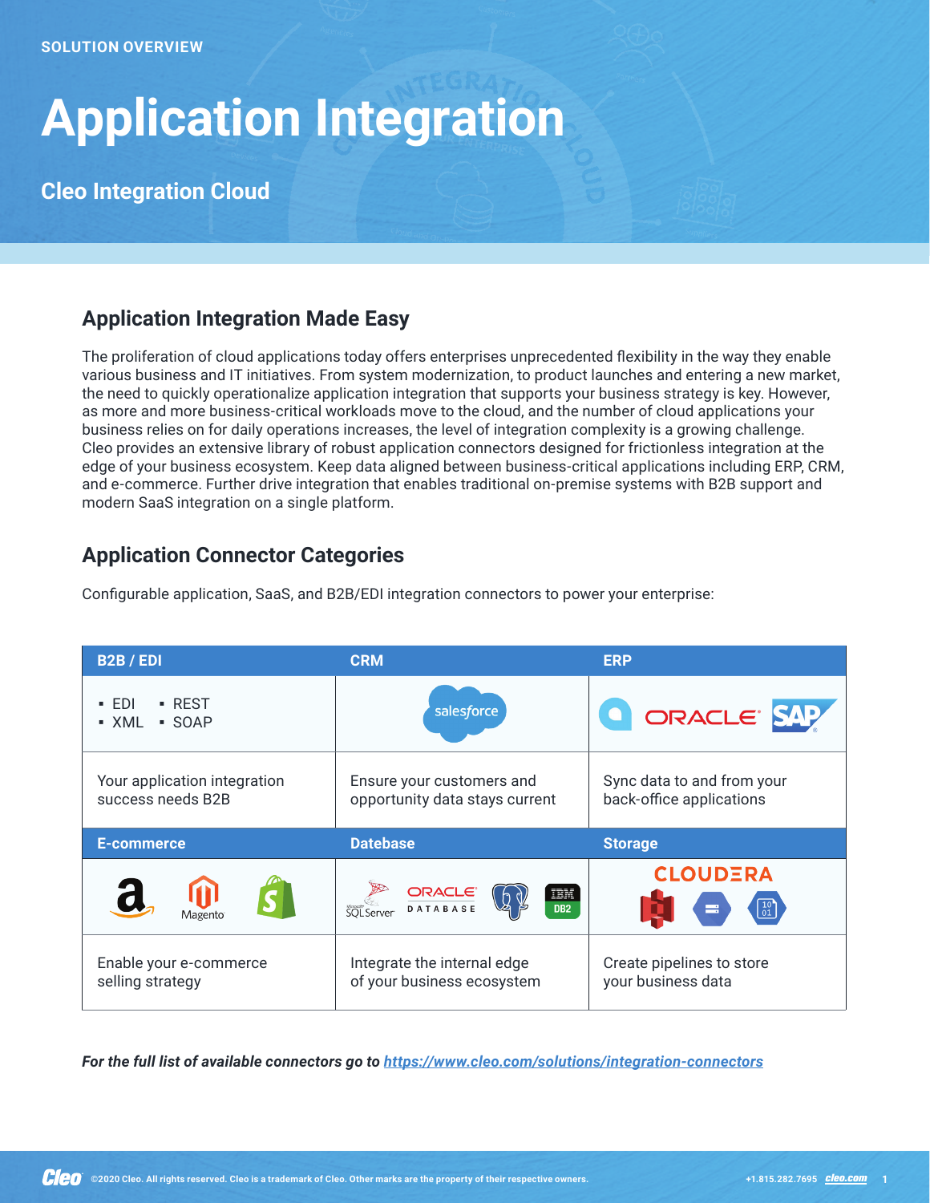SOLUTION OVERVIEW

# Application Integration

## Cleo Integration Cloud

## Application Integration Made Easy

The proliferation of cloud applications today offers enterprises unprecedented flexibility in the way they enable various business and IT initiatives. From system modernization, to product launches and entering a new market, the need to quickly operationalize application integration that supports your business strategy is key. However, as more and more business-critical workloads move to the cloud, and the number of cloud applications your business relies on for daily operations increases, the level of integration complexity is a growing challenge. Cleo provides an extensive library of robust application connectors designed for frictionless integration at the edge of your business ecosystem. Keep data aligned between business-critical applications including ERP, CRM, and e-commerce. Further drive integration that enables traditional on-premise systems with B2B support and modern SaaS integration on a single platform.

## Application Connector Categories

Configurable application, SaaS, and B2B/EDI integration connectors to power your enterprise:

| B2B / EDI | CRM | ERP |
|---|---|---|
| ▪ EDI ▪ XML ▪ REST ▪ SOAP | salesforce | ORACLE SAP |
| Your application integration success needs B2B | Ensure your customers and opportunity data stays current | Sync data to and from your back-office applications |
| **E-commerce** | **Datebase** | **Storage** |
| a Magento | SQL Server ORACLE DATABASE IBM DB2 | CLOUDERA |
| Enable your e-commerce selling strategy | Integrate the internal edge of your business ecosystem | Create pipelines to store your business data |

***For the full list of available connectors go to [https://www.cleo.com/solutions/integration-connectors](https://www.cleo.com/solutions/integration-connectors)***

Cleo ©2020 Cleo. All rights reserved. Cleo is a trademark of Cleo. Other marks are the property of their respective owners. +1.815.282.7695 cleo.com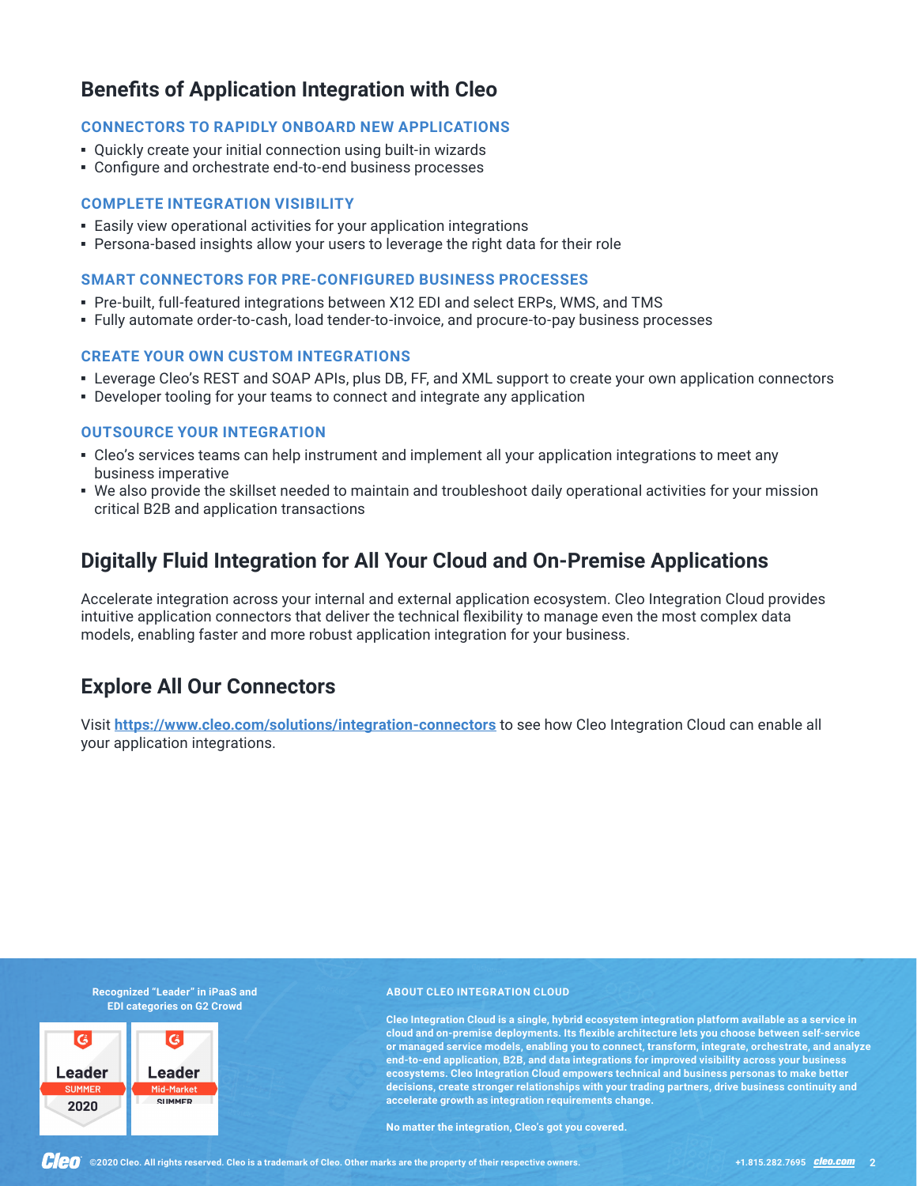## Benefits of Application Integration with Cleo

### CONNECTORS TO RAPIDLY ONBOARD NEW APPLICATIONS

- Quickly create your initial connection using built-in wizards
- Configure and orchestrate end-to-end business processes

### COMPLETE INTEGRATION VISIBILITY

- Easily view operational activities for your application integrations
- Persona-based insights allow your users to leverage the right data for their role

### SMART CONNECTORS FOR PRE-CONFIGURED BUSINESS PROCESSES

- Pre-built, full-featured integrations between X12 EDI and select ERPs, WMS, and TMS
- Fully automate order-to-cash, load tender-to-invoice, and procure-to-pay business processes

### CREATE YOUR OWN CUSTOM INTEGRATIONS

- Leverage Cleo's REST and SOAP APIs, plus DB, FF, and XML support to create your own application connectors
- Developer tooling for your teams to connect and integrate any application

### OUTSOURCE YOUR INTEGRATION

- Cleo's services teams can help instrument and implement all your application integrations to meet any business imperative
- We also provide the skillset needed to maintain and troubleshoot daily operational activities for your mission critical B2B and application transactions

## Digitally Fluid Integration for All Your Cloud and On-Premise Applications

Accelerate integration across your internal and external application ecosystem. Cleo Integration Cloud provides intuitive application connectors that deliver the technical flexibility to manage even the most complex data models, enabling faster and more robust application integration for your business.

## Explore All Our Connectors

Visit [https://www.cleo.com/solutions/integration-connectors](https://www.cleo.com/solutions/integration-connectors) to see how Cleo Integration Cloud can enable all your application integrations.

Recognized "Leader" in iPaaS and EDI categories on G2 Crowd

Leader SUMMER 2020

Leader Mid-Market SUMMER

**ABOUT CLEO INTEGRATION CLOUD**

**Cleo Integration Cloud is a single, hybrid ecosystem integration platform available as a service in cloud and on-premise deployments. Its flexible architecture lets you choose between self-service or managed service models, enabling you to connect, transform, integrate, orchestrate, and analyze end-to-end application, B2B, and data integrations for improved visibility across your business ecosystems. Cleo Integration Cloud empowers technical and business personas to make better decisions, create stronger relationships with your trading partners, drive business continuity and accelerate growth as integration requirements change.**

**No matter the integration, Cleo's got you covered.**

Cleo ©2020 Cleo. All rights reserved. Cleo is a trademark of Cleo. Other marks are the property of their respective owners. +1.815.282.7695 cleo.com